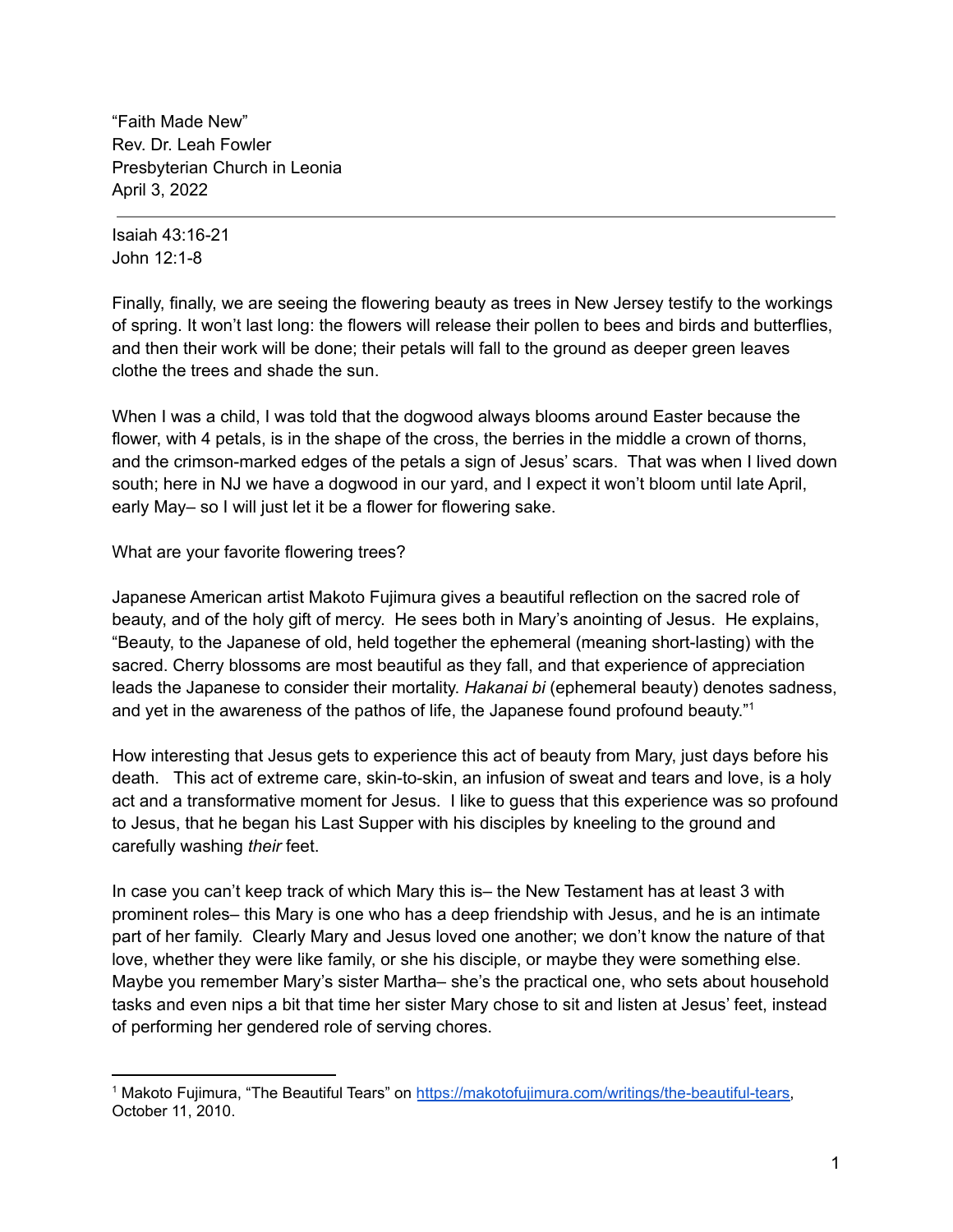"Faith Made New"
Rev. Dr. Leah Fowler
Presbyterian Church in Leonia
April 3, 2022

---

Isaiah 43:16-21
John 12:1-8

Finally, finally, we are seeing the flowering beauty as trees in New Jersey testify to the workings of spring. It won't last long: the flowers will release their pollen to bees and birds and butterflies, and then their work will be done; their petals will fall to the ground as deeper green leaves clothe the trees and shade the sun.

When I was a child, I was told that the dogwood always blooms around Easter because the flower, with 4 petals, is in the shape of the cross, the berries in the middle a crown of thorns, and the crimson-marked edges of the petals a sign of Jesus' scars. That was when I lived down south; here in NJ we have a dogwood in our yard, and I expect it won't bloom until late April, early May– so I will just let it be a flower for flowering sake.

What are your favorite flowering trees?

Japanese American artist Makoto Fujimura gives a beautiful reflection on the sacred role of beauty, and of the holy gift of mercy. He sees both in Mary's anointing of Jesus. He explains, "Beauty, to the Japanese of old, held together the ephemeral (meaning short-lasting) with the sacred. Cherry blossoms are most beautiful as they fall, and that experience of appreciation leads the Japanese to consider their mortality. *Hakanai bi* (ephemeral beauty) denotes sadness, and yet in the awareness of the pathos of life, the Japanese found profound beauty."[1]

How interesting that Jesus gets to experience this act of beauty from Mary, just days before his death. This act of extreme care, skin-to-skin, an infusion of sweat and tears and love, is a holy act and a transformative moment for Jesus. I like to guess that this experience was so profound to Jesus, that he began his Last Supper with his disciples by kneeling to the ground and carefully washing *their* feet.

In case you can't keep track of which Mary this is– the New Testament has at least 3 with prominent roles– this Mary is one who has a deep friendship with Jesus, and he is an intimate part of her family. Clearly Mary and Jesus loved one another; we don't know the nature of that love, whether they were like family, or she his disciple, or maybe they were something else. Maybe you remember Mary's sister Martha– she's the practical one, who sets about household tasks and even nips a bit that time her sister Mary chose to sit and listen at Jesus' feet, instead of performing her gendered role of serving chores.

---

[1] Makoto Fujimura, "The Beautiful Tears" on https://makotofujimura.com/writings/the-beautiful-tears, October 11, 2010.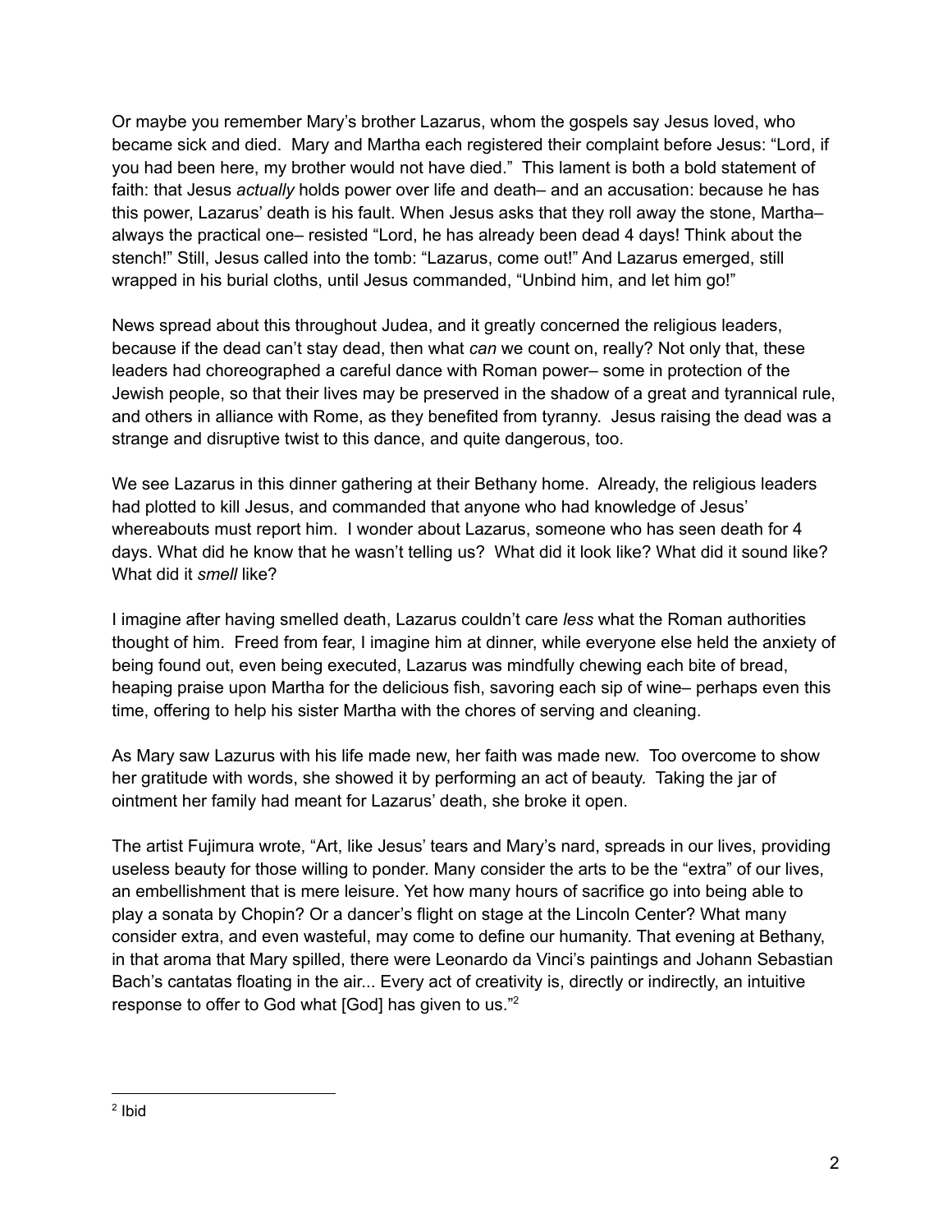Or maybe you remember Mary's brother Lazarus, whom the gospels say Jesus loved, who became sick and died. Mary and Martha each registered their complaint before Jesus: "Lord, if you had been here, my brother would not have died." This lament is both a bold statement of faith: that Jesus *actually* holds power over life and death– and an accusation: because he has this power, Lazarus' death is his fault. When Jesus asks that they roll away the stone, Martha– always the practical one– resisted "Lord, he has already been dead 4 days! Think about the stench!" Still, Jesus called into the tomb: "Lazarus, come out!" And Lazarus emerged, still wrapped in his burial cloths, until Jesus commanded, "Unbind him, and let him go!"

News spread about this throughout Judea, and it greatly concerned the religious leaders, because if the dead can't stay dead, then what *can* we count on, really? Not only that, these leaders had choreographed a careful dance with Roman power– some in protection of the Jewish people, so that their lives may be preserved in the shadow of a great and tyrannical rule, and others in alliance with Rome, as they benefited from tyranny. Jesus raising the dead was a strange and disruptive twist to this dance, and quite dangerous, too.

We see Lazarus in this dinner gathering at their Bethany home. Already, the religious leaders had plotted to kill Jesus, and commanded that anyone who had knowledge of Jesus' whereabouts must report him. I wonder about Lazarus, someone who has seen death for 4 days. What did he know that he wasn't telling us? What did it look like? What did it sound like? What did it *smell* like?

I imagine after having smelled death, Lazarus couldn't care *less* what the Roman authorities thought of him. Freed from fear, I imagine him at dinner, while everyone else held the anxiety of being found out, even being executed, Lazarus was mindfully chewing each bite of bread, heaping praise upon Martha for the delicious fish, savoring each sip of wine– perhaps even this time, offering to help his sister Martha with the chores of serving and cleaning.

As Mary saw Lazurus with his life made new, her faith was made new. Too overcome to show her gratitude with words, she showed it by performing an act of beauty. Taking the jar of ointment her family had meant for Lazarus' death, she broke it open.

The artist Fujimura wrote, "Art, like Jesus' tears and Mary's nard, spreads in our lives, providing useless beauty for those willing to ponder. Many consider the arts to be the "extra" of our lives, an embellishment that is mere leisure. Yet how many hours of sacrifice go into being able to play a sonata by Chopin? Or a dancer's flight on stage at the Lincoln Center? What many consider extra, and even wasteful, may come to define our humanity. That evening at Bethany, in that aroma that Mary spilled, there were Leonardo da Vinci's paintings and Johann Sebastian Bach's cantatas floating in the air... Every act of creativity is, directly or indirectly, an intuitive response to offer to God what [God] has given to us."[2]

[2] Ibid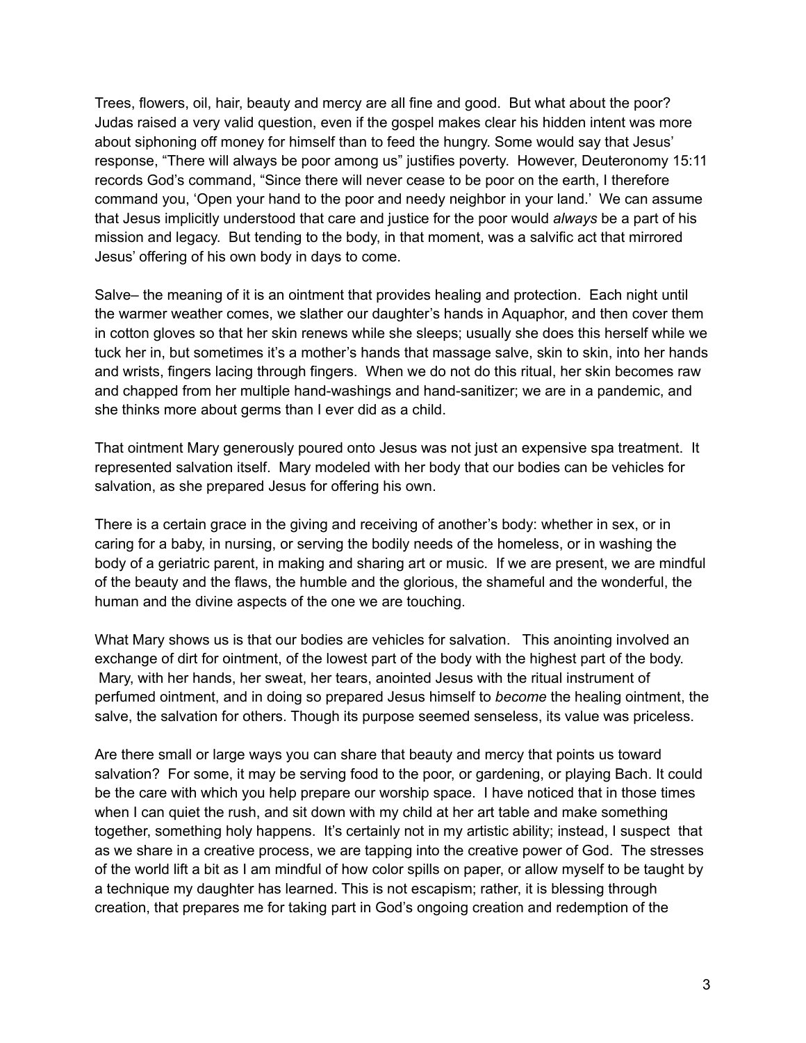Trees, flowers, oil, hair, beauty and mercy are all fine and good. But what about the poor? Judas raised a very valid question, even if the gospel makes clear his hidden intent was more about siphoning off money for himself than to feed the hungry. Some would say that Jesus' response, "There will always be poor among us" justifies poverty. However, Deuteronomy 15:11 records God's command, "Since there will never cease to be poor on the earth, I therefore command you, 'Open your hand to the poor and needy neighbor in your land.' We can assume that Jesus implicitly understood that care and justice for the poor would *always* be a part of his mission and legacy. But tending to the body, in that moment, was a salvific act that mirrored Jesus' offering of his own body in days to come.

Salve– the meaning of it is an ointment that provides healing and protection. Each night until the warmer weather comes, we slather our daughter's hands in Aquaphor, and then cover them in cotton gloves so that her skin renews while she sleeps; usually she does this herself while we tuck her in, but sometimes it's a mother's hands that massage salve, skin to skin, into her hands and wrists, fingers lacing through fingers. When we do not do this ritual, her skin becomes raw and chapped from her multiple hand-washings and hand-sanitizer; we are in a pandemic, and she thinks more about germs than I ever did as a child.

That ointment Mary generously poured onto Jesus was not just an expensive spa treatment. It represented salvation itself. Mary modeled with her body that our bodies can be vehicles for salvation, as she prepared Jesus for offering his own.

There is a certain grace in the giving and receiving of another's body: whether in sex, or in caring for a baby, in nursing, or serving the bodily needs of the homeless, or in washing the body of a geriatric parent, in making and sharing art or music. If we are present, we are mindful of the beauty and the flaws, the humble and the glorious, the shameful and the wonderful, the human and the divine aspects of the one we are touching.

What Mary shows us is that our bodies are vehicles for salvation. This anointing involved an exchange of dirt for ointment, of the lowest part of the body with the highest part of the body. Mary, with her hands, her sweat, her tears, anointed Jesus with the ritual instrument of perfumed ointment, and in doing so prepared Jesus himself to *become* the healing ointment, the salve, the salvation for others. Though its purpose seemed senseless, its value was priceless.

Are there small or large ways you can share that beauty and mercy that points us toward salvation? For some, it may be serving food to the poor, or gardening, or playing Bach. It could be the care with which you help prepare our worship space. I have noticed that in those times when I can quiet the rush, and sit down with my child at her art table and make something together, something holy happens. It's certainly not in my artistic ability; instead, I suspect that as we share in a creative process, we are tapping into the creative power of God. The stresses of the world lift a bit as I am mindful of how color spills on paper, or allow myself to be taught by a technique my daughter has learned. This is not escapism; rather, it is blessing through creation, that prepares me for taking part in God's ongoing creation and redemption of the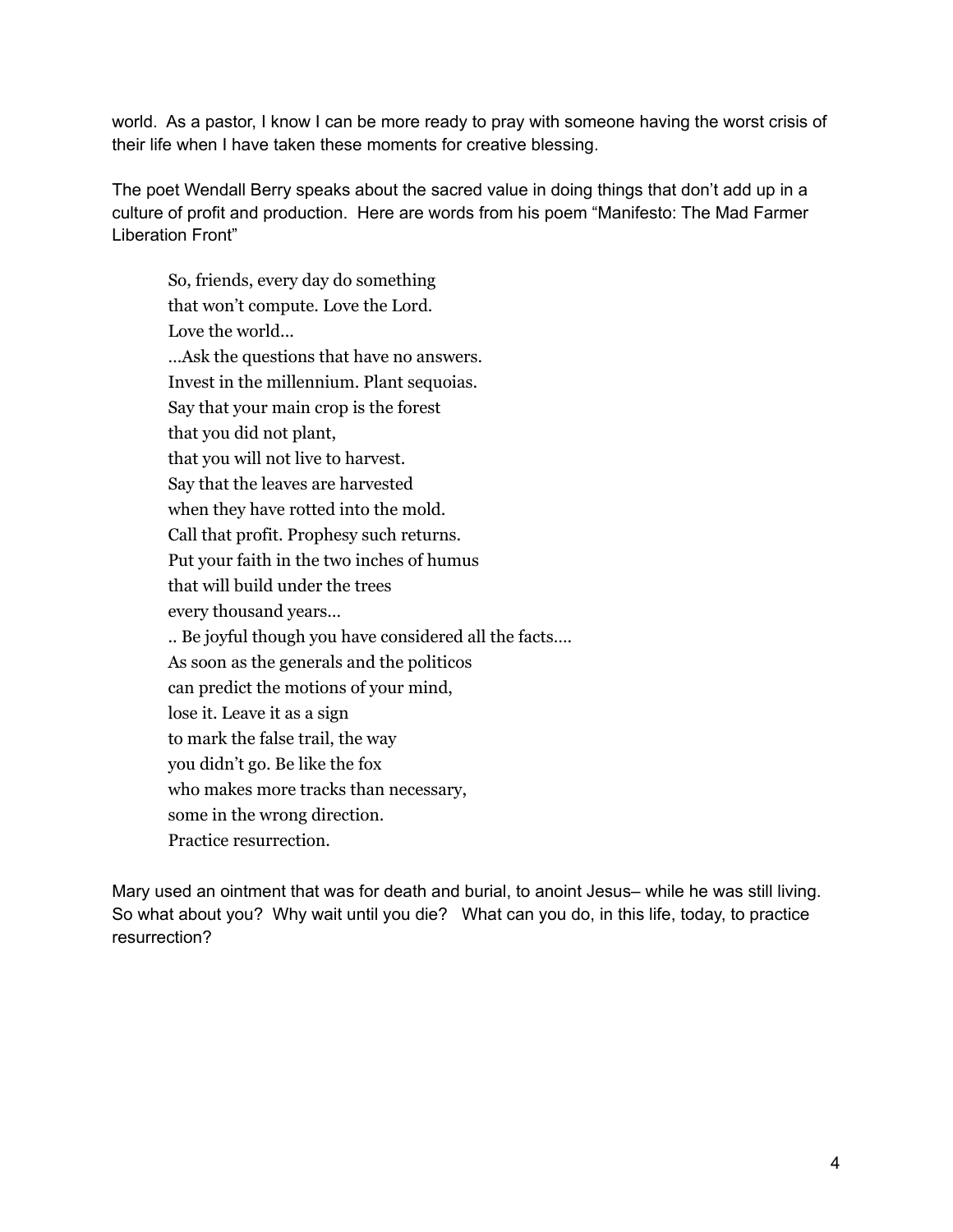world. As a pastor, I know I can be more ready to pray with someone having the worst crisis of their life when I have taken these moments for creative blessing.

The poet Wendall Berry speaks about the sacred value in doing things that don't add up in a culture of profit and production. Here are words from his poem "Manifesto: The Mad Farmer Liberation Front"

> So, friends, every day do something
> that won't compute. Love the Lord.
> Love the world...
> ...Ask the questions that have no answers.
> Invest in the millennium. Plant sequoias.
> Say that your main crop is the forest
> that you did not plant,
> that you will not live to harvest.
> Say that the leaves are harvested
> when they have rotted into the mold.
> Call that profit. Prophesy such returns.
> Put your faith in the two inches of humus
> that will build under the trees
> every thousand years...
> .. Be joyful though you have considered all the facts....
> As soon as the generals and the politicos
> can predict the motions of your mind,
> lose it. Leave it as a sign
> to mark the false trail, the way
> you didn't go. Be like the fox
> who makes more tracks than necessary,
> some in the wrong direction.
> Practice resurrection.

Mary used an ointment that was for death and burial, to anoint Jesus– while he was still living. So what about you? Why wait until you die? What can you do, in this life, today, to practice resurrection?